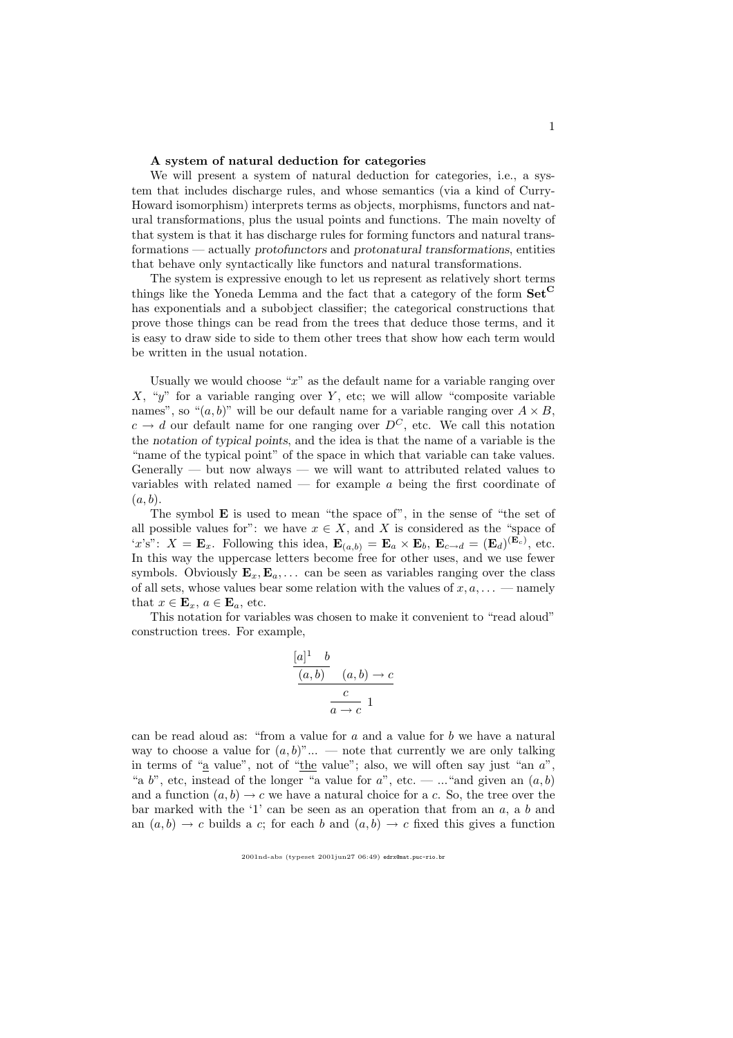**A system of natural deduction for categories**

We will present a system of natural deduction for categories, i.e., a system that includes discharge rules, and whose semantics (via a kind of Curry-Howard isomorphism) interprets terms as objects, morphisms, functors and natural transformations, plus the usual points and functions. The main novelty of that system is that it has discharge rules for forming functors and natural transformations — actually *protofunctors* and *protonatural transformations*, entities that behave only syntactically like functors and natural transformations.

The system is expressive enough to let us represent as relatively short terms things like the Yoneda Lemma and the fact that a category of the form $\mathbf{Set}^{\mathbf{C}}$ has exponentials and a subobject classifier; the categorical constructions that prove those things can be read from the trees that deduce those terms, and it is easy to draw side to side to them other trees that show how each term would be written in the usual notation.

Usually we would choose "$x$" as the default name for a variable ranging over $X$, "$y$" for a variable ranging over $Y$, etc; we will allow "composite variable names", so "$(a, b)$" will be our default name for a variable ranging over $A \times B$, $c \to d$ our default name for one ranging over $D^C$, etc. We call this notation the *notation of typical points*, and the idea is that the name of a variable is the "name of the typical point" of the space in which that variable can take values. Generally — but now always — we will want to attributed related values to variables with related named — for example $a$ being the first coordinate of $(a, b)$.

The symbol $\mathbf{E}$ is used to mean "the space of", in the sense of "the set of all possible values for": we have $x \in X$, and $X$ is considered as the "space of '$x$'s": $X = \mathbf{E}_x$. Following this idea, $\mathbf{E}_{(a,b)} = \mathbf{E}_a \times \mathbf{E}_b$, $\mathbf{E}_{c \to d} = (\mathbf{E}_d)^{(\mathbf{E}_c)}$, etc. In this way the uppercase letters become free for other uses, and we use fewer symbols. Obviously $\mathbf{E}_x, \mathbf{E}_a, \ldots$ can be seen as variables ranging over the class of all sets, whose values bear some relation with the values of $x, a, \ldots$ — namely that $x \in \mathbf{E}_x$, $a \in \mathbf{E}_a$, etc.

This notation for variables was chosen to make it convenient to "read aloud" construction trees. For example,

$$
\cfrac{\cfrac{\cfrac{[a]^1 \quad b}{(a,b)} \quad (a,b) \to c}{c}}{a \to c}\ 1
$$

can be read aloud as: "from a value for $a$ and a value for $b$ we have a natural way to choose a value for $(a, b)$"... — note that currently we are only talking in terms of "a value", not of "the value"; also, we will often say just "an $a$", "a $b$", etc, instead of the longer "a value for $a$", etc. — ..."and given an $(a, b)$ and a function $(a, b) \to c$ we have a natural choice for a $c$. So, the tree over the bar marked with the '1' can be seen as an operation that from an $a$, a $b$ and an $(a, b) \to c$ builds a $c$; for each $b$ and $(a, b) \to c$ fixed this gives a function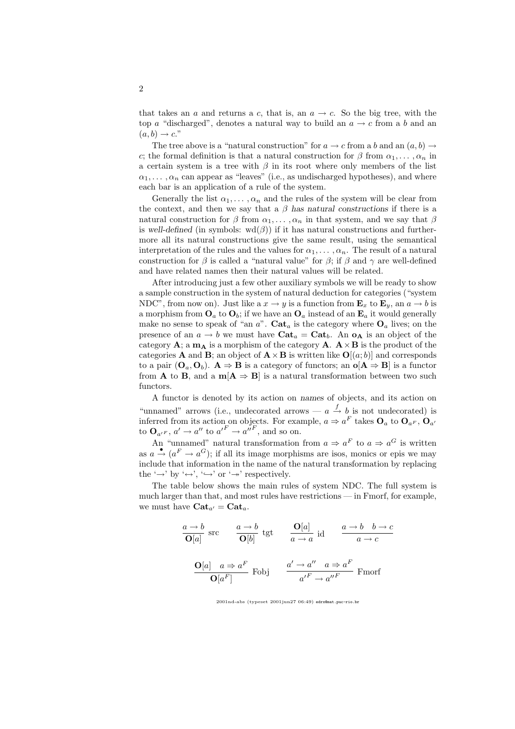that takes an $a$ and returns a $c$, that is, an $a \to c$. So the big tree, with the top $a$ "discharged", denotes a natural way to build an $a \to c$ from a $b$ and an $(a, b) \to c$."

The tree above is a "natural construction" for $a \to c$ from a $b$ and an $(a, b) \to c$; the formal definition is that a natural construction for $\beta$ from $\alpha_1, \ldots, \alpha_n$ in a certain system is a tree with $\beta$ in its root where only members of the list $\alpha_1, \ldots, \alpha_n$ can appear as "leaves" (i.e., as undischarged hypotheses), and where each bar is an application of a rule of the system.

Generally the list $\alpha_1, \ldots, \alpha_n$ and the rules of the system will be clear from the context, and then we say that a $\beta$ *has natural constructions* if there is a natural construction for $\beta$ from $\alpha_1, \ldots, \alpha_n$ in that system, and we say that $\beta$ is *well-defined* (in symbols: $\mathrm{wd}(\beta)$) if it has natural constructions and furthermore all its natural constructions give the same result, using the semantical interpretation of the rules and the values for $\alpha_1, \ldots, \alpha_n$. The result of a natural construction for $\beta$ is called a "natural value" for $\beta$; if $\beta$ and $\gamma$ are well-defined and have related names then their natural values will be related.

After introducing just a few other auxiliary symbols we will be ready to show a sample construction in the system of natural deduction for categories ("system NDC", from now on). Just like a $x \to y$ is a function from $\mathbf{E}_x$ to $\mathbf{E}_y$, an $a \to b$ is a morphism from $\mathbf{O}_a$ to $\mathbf{O}_b$; if we have an $\mathbf{O}_a$ instead of an $\mathbf{E}_a$ it would generally make no sense to speak of "an $a$". $\mathbf{Cat}_a$ is the category where $\mathbf{O}_a$ lives; on the presence of an $a \to b$ we must have $\mathbf{Cat}_a = \mathbf{Cat}_b$. An $\mathbf{o_A}$ is an object of the category $\mathbf{A}$; a $\mathbf{m_A}$ is a morphism of the category $\mathbf{A}$. $\mathbf{A} \times \mathbf{B}$ is the product of the categories $\mathbf{A}$ and $\mathbf{B}$; an object of $\mathbf{A} \times \mathbf{B}$ is written like $\mathbf{O}[(a; b)]$ and corresponds to a pair $(\mathbf{O}_a, \mathbf{O}_b)$. $\mathbf{A} \Rightarrow \mathbf{B}$ is a category of functors; an $\mathbf{o}[\mathbf{A} \Rightarrow \mathbf{B}]$ is a functor from $\mathbf{A}$ to $\mathbf{B}$, and a $\mathbf{m}[\mathbf{A} \Rightarrow \mathbf{B}]$ is a natural transformation between two such functors.

A functor is denoted by its action on *names* of objects, and its action on "unnamed" arrows (i.e., undecorated arrows — $a \xrightarrow{f} b$ is not undecorated) is inferred from its action on objects. For example, $a \Rightarrow a^F$ takes $\mathbf{O}_a$ to $\mathbf{O}_{a^F}$, $\mathbf{O}_{a'}$ to $\mathbf{O}_{a'^F}$, $a' \to a''$ to $a'^F \to a''^F$, and so on.

An "unnamed" natural transformation from $a \Rightarrow a^F$ to $a \Rightarrow a^G$ is written as $a \overset{\bullet}{\to} (a^F \to a^G)$; if all its image morphisms are isos, monics or epis we may include that information in the name of the natural transformation by replacing the '$\to$' by '$\leftrightarrow$', '$\hookrightarrow$' or '$\twoheadrightarrow$' respectively.

The table below shows the main rules of system NDC. The full system is much larger than that, and most rules have restrictions — in Fmorf, for example, we must have $\mathbf{Cat}_{a'} = \mathbf{Cat}_a$.

$$\frac{a \to b}{\mathbf{O}[a]}\ \text{src} \qquad \frac{a \to b}{\mathbf{O}[b]}\ \text{tgt} \qquad \frac{\mathbf{O}[a]}{a \to a}\ \text{id} \qquad \frac{a \to b \quad b \to c}{a \to c}$$

$$\frac{\mathbf{O}[a] \quad a \Rightarrow a^F}{\mathbf{O}[a^F]}\ \text{Fobj} \qquad \frac{a' \to a'' \quad a \Rightarrow a^F}{a'^F \to a''^F}\ \text{Fmorf}$$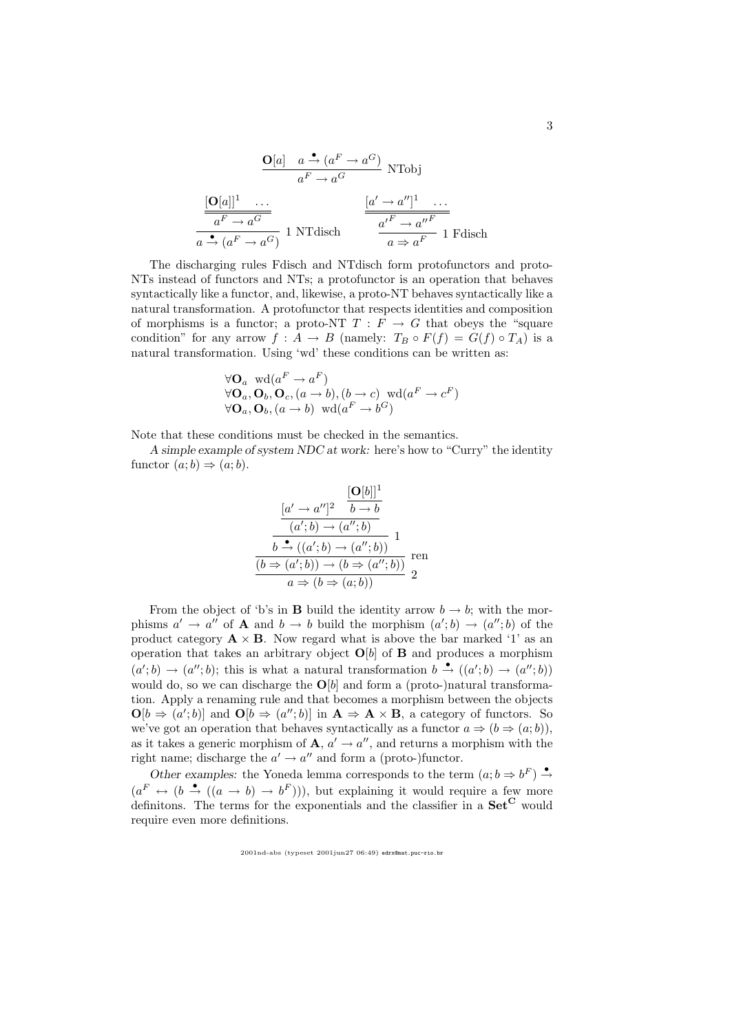$$\frac{\mathbf{O}[a] \quad a \overset{\bullet}{\to} (a^F \to a^G)}{a^F \to a^G} \text{ NTobj}$$

$$\cfrac{\cfrac{[\mathbf{O}[a]]^1 \quad \dots}{a^F \to a^G}}{a \overset{\bullet}{\to} (a^F \to a^G)} \text{ 1 NTdisch} \qquad \cfrac{\cfrac{[a' \to a'']^1 \quad \dots}{a'^F \to a''^F}}{a \Rightarrow a^F} \text{ 1 Fdisch}$$

The discharging rules Fdisch and NTdisch form protofunctors and proto-NTs instead of functors and NTs; a protofunctor is an operation that behaves syntactically like a functor, and, likewise, a proto-NT behaves syntactically like a natural transformation. A protofunctor that respects identities and composition of morphisms is a functor; a proto-NT $T : F \to G$ that obeys the "square condition" for any arrow $f : A \to B$ (namely: $T_B \circ F(f) = G(f) \circ T_A$) is a natural transformation. Using 'wd' these conditions can be written as:

$$\begin{array}{l} \forall \mathbf{O}_a \;\; \mathrm{wd}(a^F \to a^F) \\ \forall \mathbf{O}_a, \mathbf{O}_b, \mathbf{O}_c, (a \to b), (b \to c) \;\; \mathrm{wd}(a^F \to c^F) \\ \forall \mathbf{O}_a, \mathbf{O}_b, (a \to b) \;\; \mathrm{wd}(a^F \to b^G) \end{array}$$

Note that these conditions must be checked in the semantics.

*A simple example of system NDC at work:* here's how to "Curry" the identity functor $(a; b) \Rightarrow (a; b)$.

$$\cfrac{\cfrac{\cfrac{\cfrac{[a' \to a'']^2 \quad \cfrac{[\mathbf{O}[b]]^1}{b \to b}}{(a'; b) \to (a''; b)}}{b \overset{\bullet}{\to} ((a'; b) \to (a''; b))} \; 1}{(b \Rightarrow (a'; b)) \to (b \Rightarrow (a''; b))} \; \text{ren}}{a \Rightarrow (b \Rightarrow (a; b))} \; 2$$

From the object of 'b's in $\mathbf{B}$ build the identity arrow $b \to b$; with the morphisms $a' \to a''$ of $\mathbf{A}$ and $b \to b$ build the morphism $(a'; b) \to (a''; b)$ of the product category $\mathbf{A} \times \mathbf{B}$. Now regard what is above the bar marked '1' as an operation that takes an arbitrary object $\mathbf{O}[b]$ of $\mathbf{B}$ and produces a morphism $(a'; b) \to (a''; b)$; this is what a natural transformation $b \overset{\bullet}{\to} ((a'; b) \to (a''; b))$ would do, so we can discharge the $\mathbf{O}[b]$ and form a (proto-)natural transformation. Apply a renaming rule and that becomes a morphism between the objects $\mathbf{O}[b \Rightarrow (a'; b)]$ and $\mathbf{O}[b \Rightarrow (a''; b)]$ in $\mathbf{A} \Rightarrow \mathbf{A} \times \mathbf{B}$, a category of functors. So we've got an operation that behaves syntactically as a functor $a \Rightarrow (b \Rightarrow (a; b))$, as it takes a generic morphism of $\mathbf{A}$, $a' \to a''$, and returns a morphism with the right name; discharge the $a' \to a''$ and form a (proto-)functor.

*Other examples:* the Yoneda lemma corresponds to the term $(a; b \Rightarrow b^F) \overset{\bullet}{\to} (a^F \leftrightarrow (b \overset{\bullet}{\to} ((a \to b) \to b^F)))$, but explaining it would require a few more definitons. The terms for the exponentials and the classifier in a $\mathbf{Set}^{\mathbf{C}}$ would require even more definitions.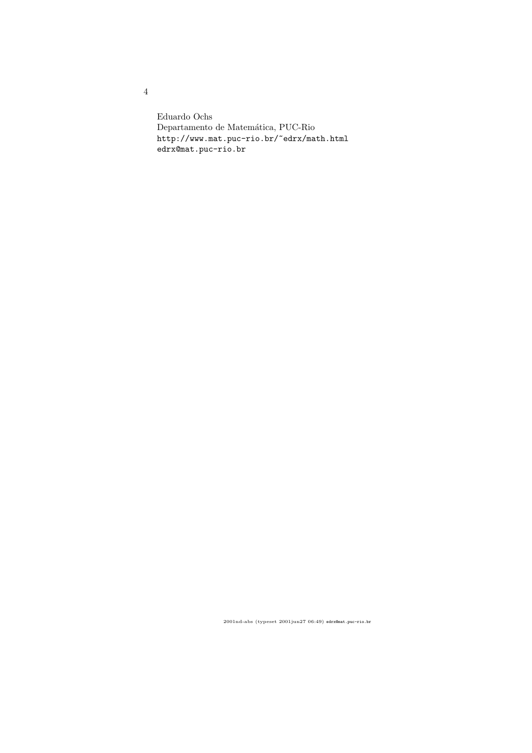Eduardo Ochs
Departamento de Matemática, PUC-Rio
http://www.mat.puc-rio.br/~edrx/math.html
edrx@mat.puc-rio.br